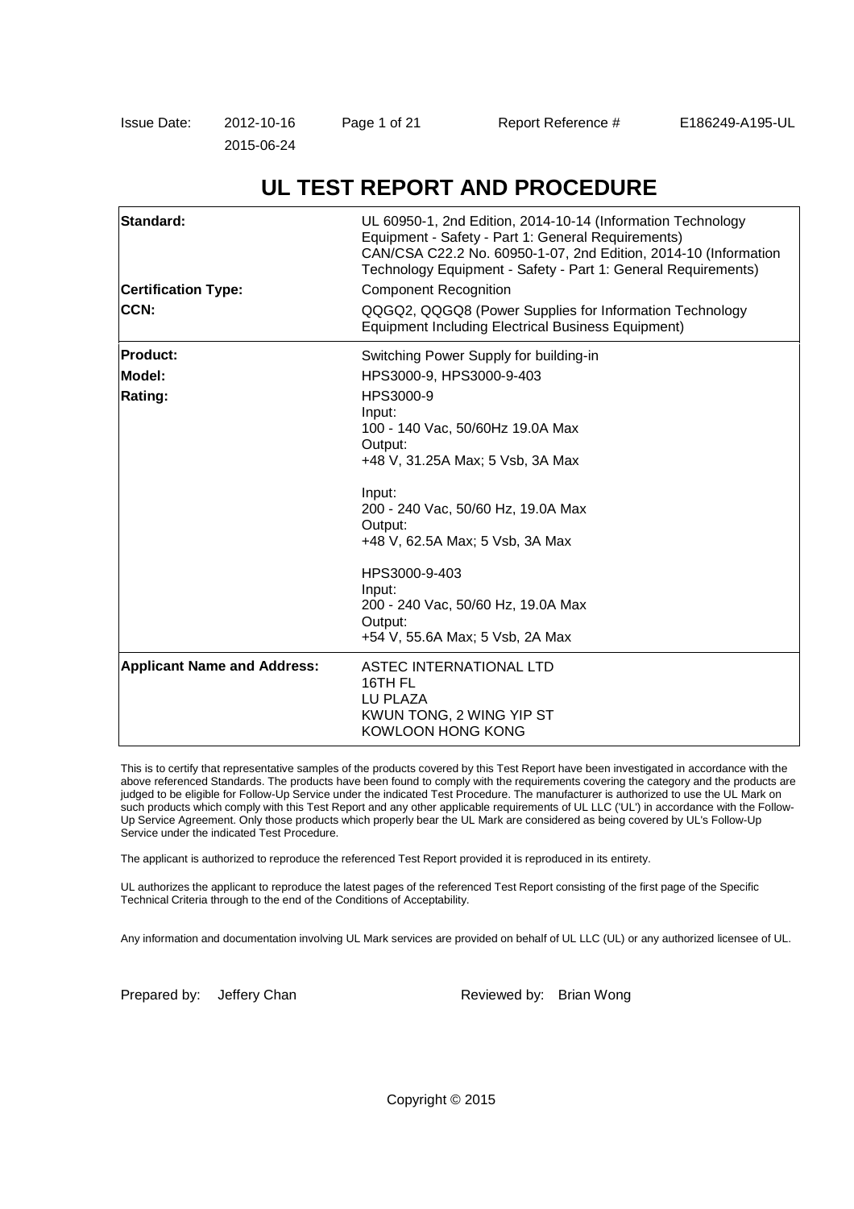Issue Date: 2012-10-16
2015-06-24

Report Reference # E186249-A195-UL

# UL TEST REPORT AND PROCEDURE

| | |
|---|---|
| **Standard:** | UL 60950-1, 2nd Edition, 2014-10-14 (Information Technology Equipment - Safety - Part 1: General Requirements)<br>CAN/CSA C22.2 No. 60950-1-07, 2nd Edition, 2014-10 (Information Technology Equipment - Safety - Part 1: General Requirements) |
| **Certification Type:** | Component Recognition |
| **CCN:** | QQGQ2, QQGQ8 (Power Supplies for Information Technology Equipment Including Electrical Business Equipment) |
| **Product:** | Switching Power Supply for building-in |
| **Model:** | HPS3000-9, HPS3000-9-403 |
| **Rating:** | HPS3000-9<br>Input:<br>100 - 140 Vac, 50/60Hz 19.0A Max<br>Output:<br>+48 V, 31.25A Max; 5 Vsb, 3A Max<br><br>Input:<br>200 - 240 Vac, 50/60 Hz, 19.0A Max<br>Output:<br>+48 V, 62.5A Max; 5 Vsb, 3A Max<br><br>HPS3000-9-403<br>Input:<br>200 - 240 Vac, 50/60 Hz, 19.0A Max<br>Output:<br>+54 V, 55.6A Max; 5 Vsb, 2A Max |
| **Applicant Name and Address:** | ASTEC INTERNATIONAL LTD<br>16TH FL<br>LU PLAZA<br>KWUN TONG, 2 WING YIP ST<br>KOWLOON HONG KONG |

This is to certify that representative samples of the products covered by this Test Report have been investigated in accordance with the above referenced Standards. The products have been found to comply with the requirements covering the category and the products are judged to be eligible for Follow-Up Service under the indicated Test Procedure. The manufacturer is authorized to use the UL Mark on such products which comply with this Test Report and any other applicable requirements of UL LLC ('UL') in accordance with the Follow-Up Service Agreement. Only those products which properly bear the UL Mark are considered as being covered by UL's Follow-Up Service under the indicated Test Procedure.

The applicant is authorized to reproduce the referenced Test Report provided it is reproduced in its entirety.

UL authorizes the applicant to reproduce the latest pages of the referenced Test Report consisting of the first page of the Specific Technical Criteria through to the end of the Conditions of Acceptability.

Any information and documentation involving UL Mark services are provided on behalf of UL LLC (UL) or any authorized licensee of UL.

Prepared by: Jeffery Chan

Reviewed by: Brian Wong

Copyright © 2015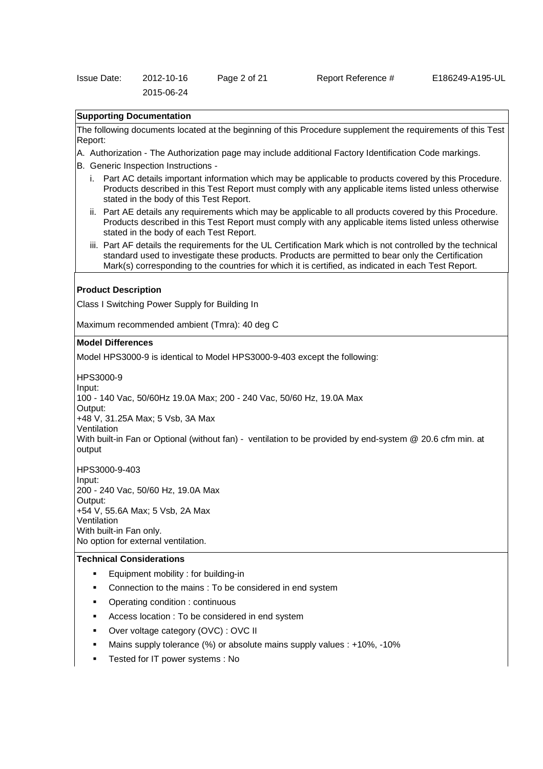### Supporting Documentation

The following documents located at the beginning of this Procedure supplement the requirements of this Test Report:

A. Authorization - The Authorization page may include additional Factory Identification Code markings.

B. Generic Inspection Instructions -

  i. Part AC details important information which may be applicable to products covered by this Procedure. Products described in this Test Report must comply with any applicable items listed unless otherwise stated in the body of this Test Report.

  ii. Part AE details any requirements which may be applicable to all products covered by this Procedure. Products described in this Test Report must comply with any applicable items listed unless otherwise stated in the body of each Test Report.

  iii. Part AF details the requirements for the UL Certification Mark which is not controlled by the technical standard used to investigate these products. Products are permitted to bear only the Certification Mark(s) corresponding to the countries for which it is certified, as indicated in each Test Report.

### Product Description

Class I Switching Power Supply for Building In

Maximum recommended ambient (Tmra): 40 deg C

### Model Differences

Model HPS3000-9 is identical to Model HPS3000-9-403 except the following:

HPS3000-9
Input:
100 - 140 Vac, 50/60Hz 19.0A Max; 200 - 240 Vac, 50/60 Hz, 19.0A Max
Output:
+48 V, 31.25A Max; 5 Vsb, 3A Max
Ventilation
With built-in Fan or Optional (without fan) - ventilation to be provided by end-system @ 20.6 cfm min. at output

HPS3000-9-403
Input:
200 - 240 Vac, 50/60 Hz, 19.0A Max
Output:
+54 V, 55.6A Max; 5 Vsb, 2A Max
Ventilation
With built-in Fan only.
No option for external ventilation.

### Technical Considerations

- Equipment mobility : for building-in
- Connection to the mains : To be considered in end system
- Operating condition : continuous
- Access location : To be considered in end system
- Over voltage category (OVC) : OVC II
- Mains supply tolerance (%) or absolute mains supply values : +10%, -10%
- Tested for IT power systems : No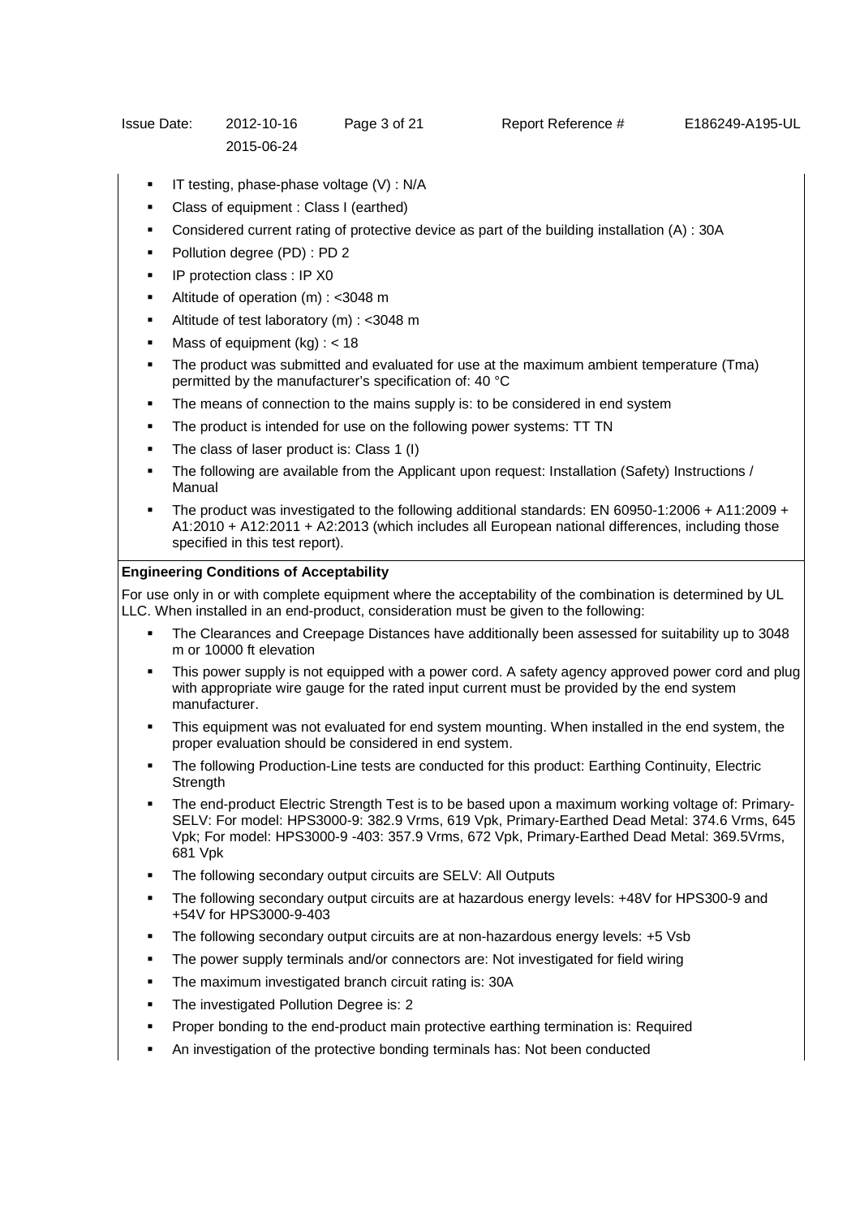- IT testing, phase-phase voltage (V) : N/A
- Class of equipment : Class I (earthed)
- Considered current rating of protective device as part of the building installation (A) : 30A
- Pollution degree (PD) : PD 2
- IP protection class : IP X0
- Altitude of operation (m) : <3048 m
- Altitude of test laboratory (m) : <3048 m
- Mass of equipment (kg) : < 18
- The product was submitted and evaluated for use at the maximum ambient temperature (Tma) permitted by the manufacturer's specification of: 40 °C
- The means of connection to the mains supply is: to be considered in end system
- The product is intended for use on the following power systems: TT TN
- The class of laser product is: Class 1 (I)
- The following are available from the Applicant upon request: Installation (Safety) Instructions / Manual
- The product was investigated to the following additional standards: EN 60950-1:2006 + A11:2009 + A1:2010 + A12:2011 + A2:2013 (which includes all European national differences, including those specified in this test report).

**Engineering Conditions of Acceptability**

For use only in or with complete equipment where the acceptability of the combination is determined by UL LLC. When installed in an end-product, consideration must be given to the following:

- The Clearances and Creepage Distances have additionally been assessed for suitability up to 3048 m or 10000 ft elevation
- This power supply is not equipped with a power cord. A safety agency approved power cord and plug with appropriate wire gauge for the rated input current must be provided by the end system manufacturer.
- This equipment was not evaluated for end system mounting. When installed in the end system, the proper evaluation should be considered in end system.
- The following Production-Line tests are conducted for this product: Earthing Continuity, Electric Strength
- The end-product Electric Strength Test is to be based upon a maximum working voltage of: Primary-SELV: For model: HPS3000-9: 382.9 Vrms, 619 Vpk, Primary-Earthed Dead Metal: 374.6 Vrms, 645 Vpk; For model: HPS3000-9 -403: 357.9 Vrms, 672 Vpk, Primary-Earthed Dead Metal: 369.5Vrms, 681 Vpk
- The following secondary output circuits are SELV: All Outputs
- The following secondary output circuits are at hazardous energy levels: +48V for HPS300-9 and +54V for HPS3000-9-403
- The following secondary output circuits are at non-hazardous energy levels: +5 Vsb
- The power supply terminals and/or connectors are: Not investigated for field wiring
- The maximum investigated branch circuit rating is: 30A
- The investigated Pollution Degree is: 2
- Proper bonding to the end-product main protective earthing termination is: Required
- An investigation of the protective bonding terminals has: Not been conducted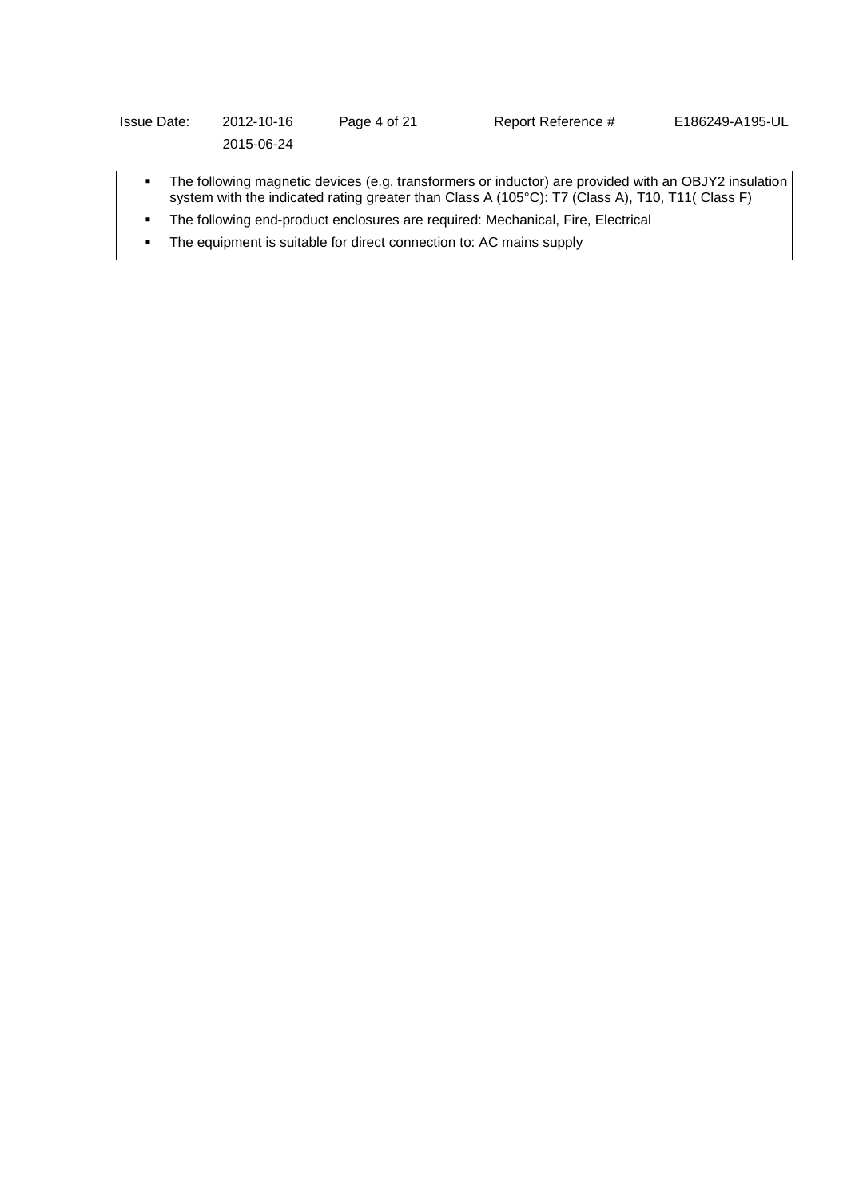- The following magnetic devices (e.g. transformers or inductor) are provided with an OBJY2 insulation system with the indicated rating greater than Class A (105°C): T7 (Class A), T10, T11( Class F)
- The following end-product enclosures are required: Mechanical, Fire, Electrical
- The equipment is suitable for direct connection to: AC mains supply